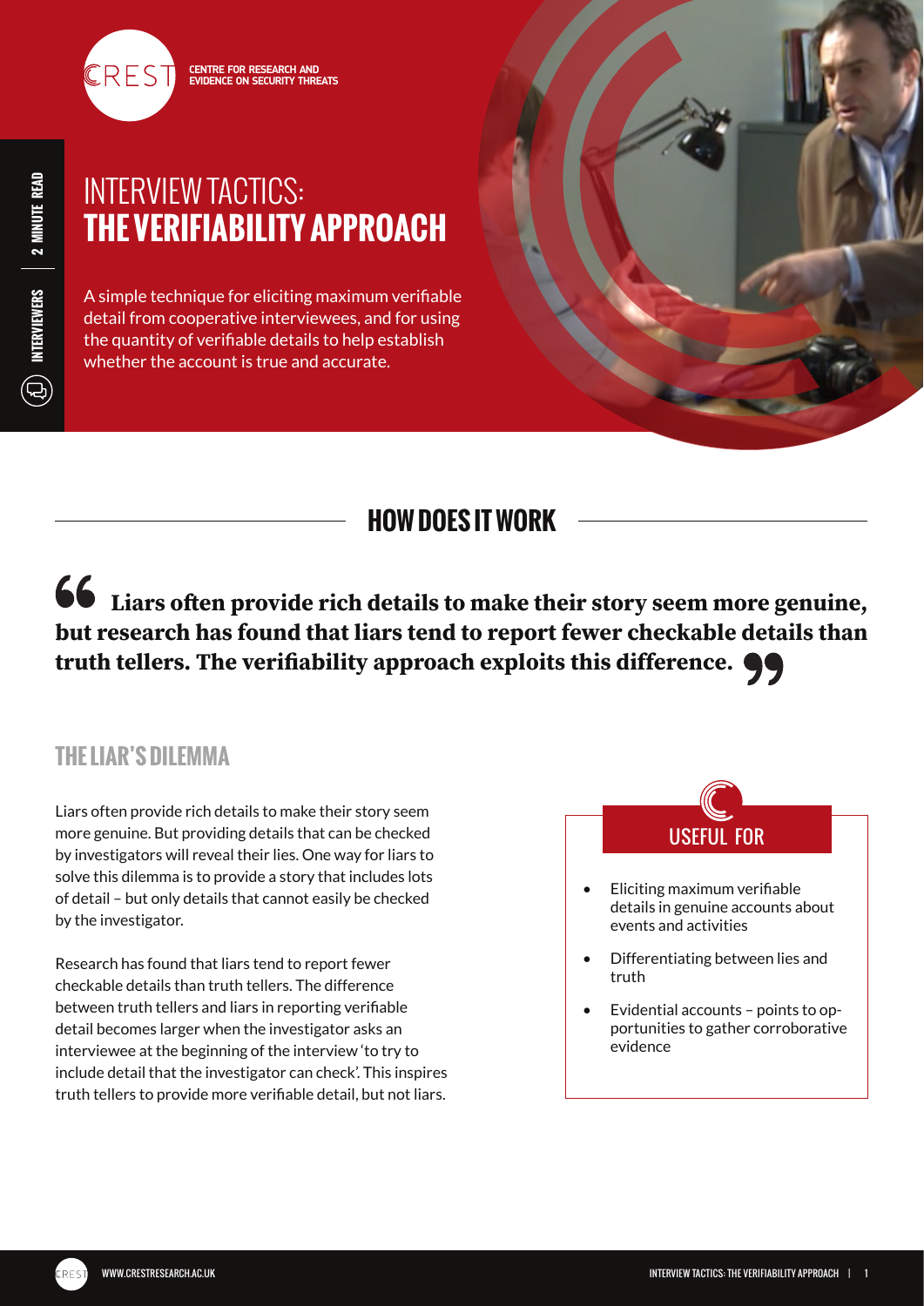CREST — CENTRE FOR RESEARCH AND EVIDENCE ON SECURITY THREATS

INTERVIEWERS | 2 MINUTE READ

# INTERVIEW TACTICS: **THE VERIFIABILITY APPROACH**

A simple technique for eliciting maximum verifiable detail from cooperative interviewees, and for using the quantity of verifiable details to help establish whether the account is true and accurate.

## HOW DOES IT WORK

> **Liars often provide rich details to make their story seem more genuine, but research has found that liars tend to report fewer checkable details than truth tellers. The verifiability approach exploits this difference.**

### THE LIAR'S DILEMMA

Liars often provide rich details to make their story seem more genuine. But providing details that can be checked by investigators will reveal their lies. One way for liars to solve this dilemma is to provide a story that includes lots of detail – but only details that cannot easily be checked by the investigator.

Research has found that liars tend to report fewer checkable details than truth tellers. The difference between truth tellers and liars in reporting verifiable detail becomes larger when the investigator asks an interviewee at the beginning of the interview 'to try to include detail that the investigator can check'. This inspires truth tellers to provide more verifiable detail, but not liars.

### USEFUL FOR

- Eliciting maximum verifiable details in genuine accounts about events and activities
- Differentiating between lies and truth
- Evidential accounts – points to opportunities to gather corroborative evidence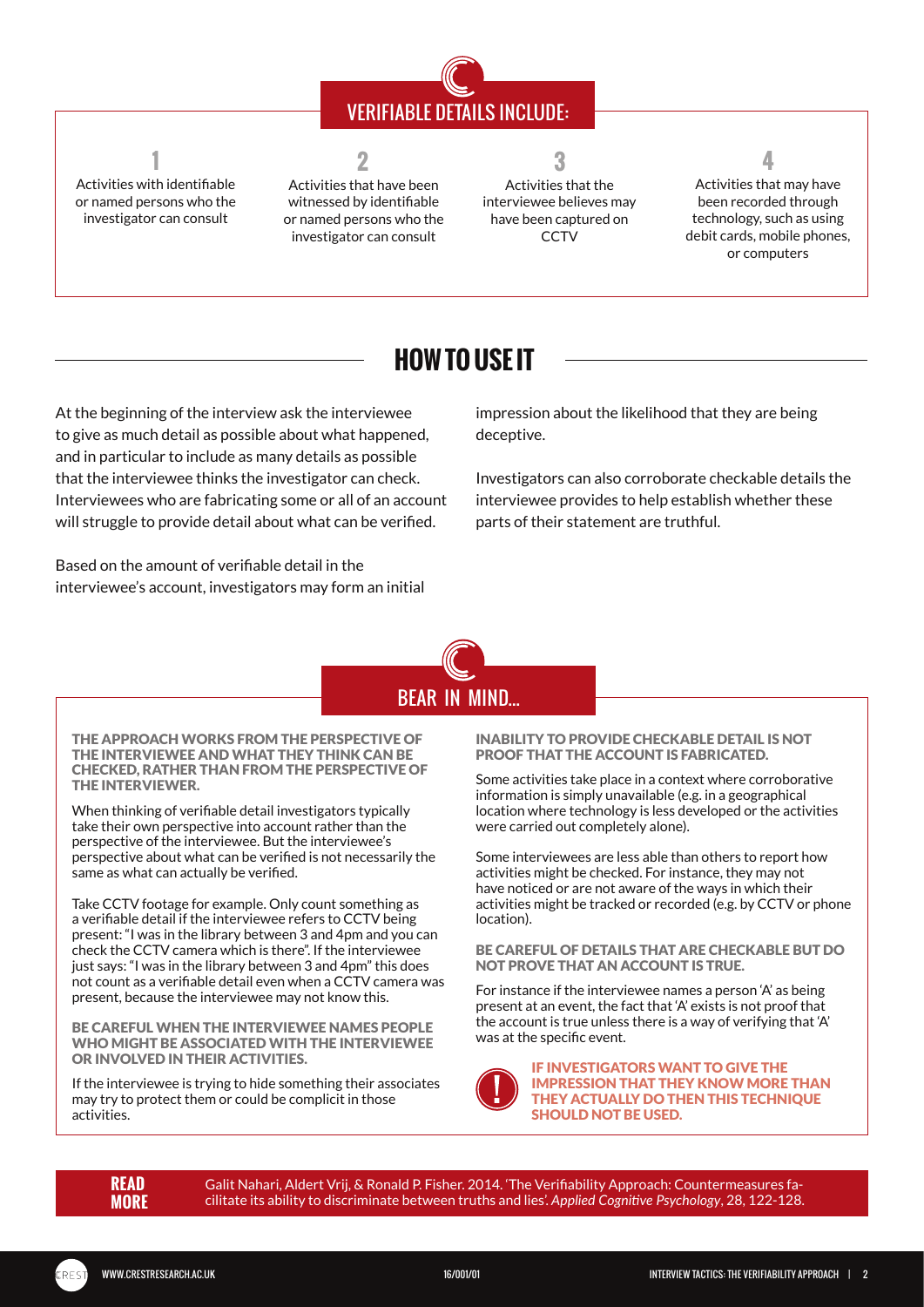## VERIFIABLE DETAILS INCLUDE:

**1**
Activities with identifiable or named persons who the investigator can consult

**2**
Activities that have been witnessed by identifiable or named persons who the investigator can consult

**3**
Activities that the interviewee believes may have been captured on CCTV

**4**
Activities that may have been recorded through technology, such as using debit cards, mobile phones, or computers

# HOW TO USE IT

At the beginning of the interview ask the interviewee to give as much detail as possible about what happened, and in particular to include as many details as possible that the interviewee thinks the investigator can check. Interviewees who are fabricating some or all of an account will struggle to provide detail about what can be verified.

Based on the amount of verifiable detail in the interviewee's account, investigators may form an initial impression about the likelihood that they are being deceptive.

Investigators can also corroborate checkable details the interviewee provides to help establish whether these parts of their statement are truthful.

## BEAR IN MIND...

**THE APPROACH WORKS FROM THE PERSPECTIVE OF THE INTERVIEWEE AND WHAT THEY THINK CAN BE CHECKED, RATHER THAN FROM THE PERSPECTIVE OF THE INTERVIEWER.**

When thinking of verifiable detail investigators typically take their own perspective into account rather than the perspective of the interviewee. But the interviewee's perspective about what can be verified is not necessarily the same as what can actually be verified.

Take CCTV footage for example. Only count something as a verifiable detail if the interviewee refers to CCTV being present: "I was in the library between 3 and 4pm and you can check the CCTV camera which is there". If the interviewee just says: "I was in the library between 3 and 4pm" this does not count as a verifiable detail even when a CCTV camera was present, because the interviewee may not know this.

**BE CAREFUL WHEN THE INTERVIEWEE NAMES PEOPLE WHO MIGHT BE ASSOCIATED WITH THE INTERVIEWEE OR INVOLVED IN THEIR ACTIVITIES.**

If the interviewee is trying to hide something their associates may try to protect them or could be complicit in those activities.

**INABILITY TO PROVIDE CHECKABLE DETAIL IS NOT PROOF THAT THE ACCOUNT IS FABRICATED.**

Some activities take place in a context where corroborative information is simply unavailable (e.g. in a geographical location where technology is less developed or the activities were carried out completely alone).

Some interviewees are less able than others to report how activities might be checked. For instance, they may not have noticed or are not aware of the ways in which their activities might be tracked or recorded (e.g. by CCTV or phone location).

**BE CAREFUL OF DETAILS THAT ARE CHECKABLE BUT DO NOT PROVE THAT AN ACCOUNT IS TRUE.**

For instance if the interviewee names a person 'A' as being present at an event, the fact that 'A' exists is not proof that the account is true unless there is a way of verifying that 'A' was at the specific event.

**IF INVESTIGATORS WANT TO GIVE THE IMPRESSION THAT THEY KNOW MORE THAN THEY ACTUALLY DO THEN THIS TECHNIQUE SHOULD NOT BE USED.**

**READ MORE**

Galit Nahari, Aldert Vrij, & Ronald P. Fisher. 2014. 'The Verifiability Approach: Countermeasures facilitate its ability to discriminate between truths and lies'. *Applied Cognitive Psychology*, 28, 122-128.